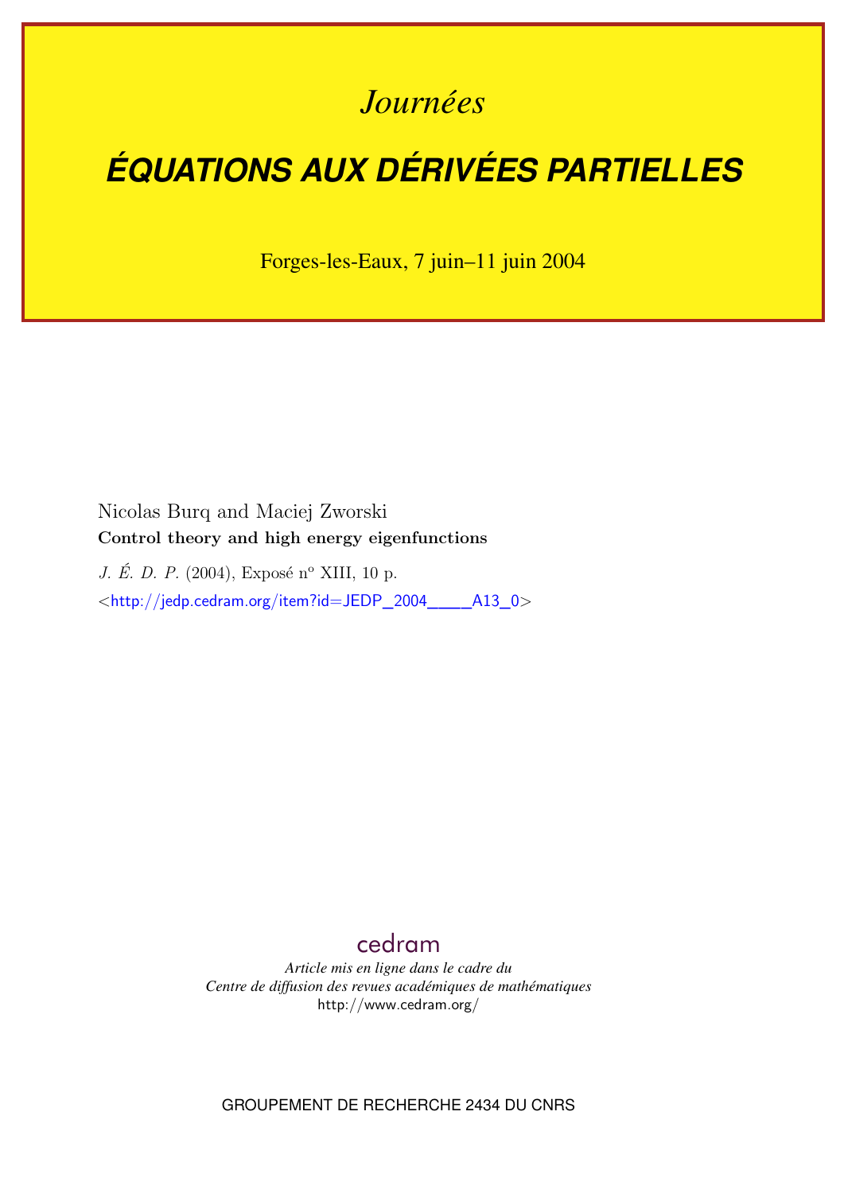# *Journées*

# ÉQUATIONS AUX DÉRIVÉES PARTIELLES

Forges-les-Eaux, 7 juin–11 juin 2004

Nicolas Burq and Maciej Zworski

**Control theory and high energy eigenfunctions**

*J. É. D. P.* (2004), Exposé n° XIII, 10 p.

<http://jedp.cedram.org/item?id=JEDP_2004____A13_0>

cedram

*Article mis en ligne dans le cadre du*
*Centre de diffusion des revues académiques de mathématiques*
http://www.cedram.org/

GROUPEMENT DE RECHERCHE 2434 DU CNRS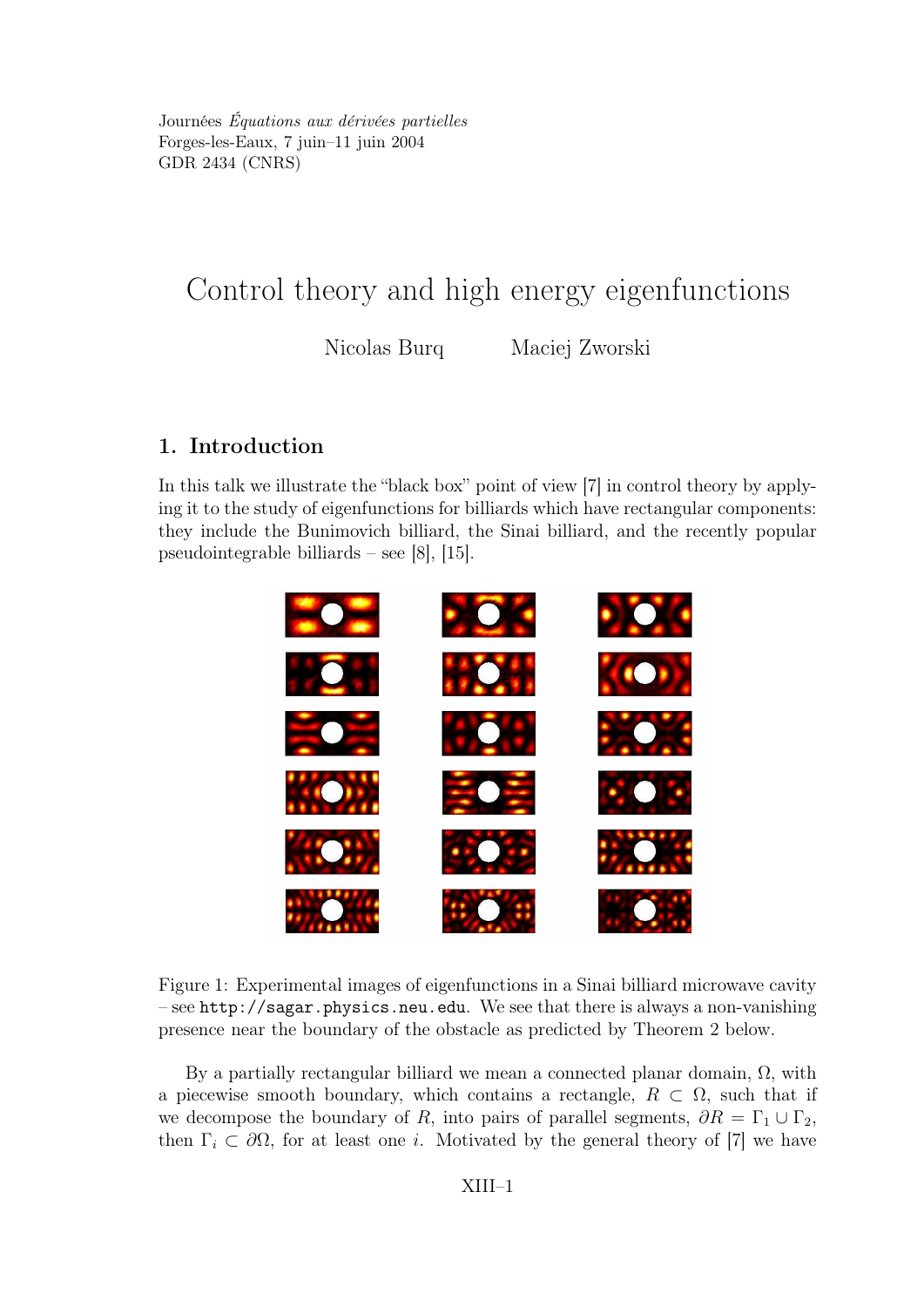Journées *Équations aux dérivées partielles*
Forges-les-Eaux, 7 juin–11 juin 2004
GDR 2434 (CNRS)

# Control theory and high energy eigenfunctions

Nicolas Burq    Maciej Zworski

## 1. Introduction

In this talk we illustrate the "black box" point of view [7] in control theory by applying it to the study of eigenfunctions for billiards which have rectangular components: they include the Bunimovich billiard, the Sinai billiard, and the recently popular pseudointegrable billiards – see [8], [15].

Figure 1: Experimental images of eigenfunctions in a Sinai billiard microwave cavity – see `http://sagar.physics.neu.edu`. We see that there is always a non-vanishing presence near the boundary of the obstacle as predicted by Theorem 2 below.

By a partially rectangular billiard we mean a connected planar domain, $\Omega$, with a piecewise smooth boundary, which contains a rectangle, $R \subset \Omega$, such that if we decompose the boundary of $R$, into pairs of parallel segments, $\partial R = \Gamma_1 \cup \Gamma_2$, then $\Gamma_i \subset \partial\Omega$, for at least one $i$. Motivated by the general theory of [7] we have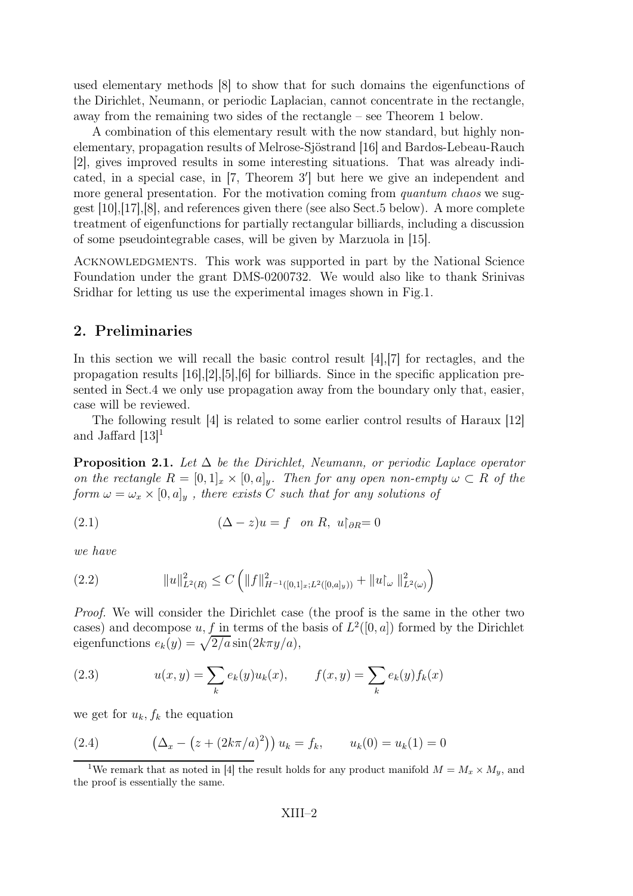used elementary methods [8] to show that for such domains the eigenfunctions of the Dirichlet, Neumann, or periodic Laplacian, cannot concentrate in the rectangle, away from the remaining two sides of the rectangle – see Theorem 1 below.

A combination of this elementary result with the now standard, but highly nonelementary, propagation results of Melrose-Sjöstrand [16] and Bardos-Lebeau-Rauch [2], gives improved results in some interesting situations. That was already indicated, in a special case, in [7, Theorem 3′] but here we give an independent and more general presentation. For the motivation coming from *quantum chaos* we suggest [10],[17],[8], and references given there (see also Sect.5 below). A more complete treatment of eigenfunctions for partially rectangular billiards, including a discussion of some pseudointegrable cases, will be given by Marzuola in [15].

Acknowledgments. This work was supported in part by the National Science Foundation under the grant DMS-0200732. We would also like to thank Srinivas Sridhar for letting us use the experimental images shown in Fig.1.

## 2. Preliminaries

In this section we will recall the basic control result [4],[7] for rectagles, and the propagation results [16],[2],[5],[6] for billiards. Since in the specific application presented in Sect.4 we only use propagation away from the boundary only that, easier, case will be reviewed.

The following result [4] is related to some earlier control results of Haraux [12] and Jaffard [13][1]

**Proposition 2.1.** *Let $\Delta$ be the Dirichlet, Neumann, or periodic Laplace operator on the rectangle $R = [0,1]_x \times [0,a]_y$. Then for any open non-empty $\omega \subset R$ of the form $\omega = \omega_x \times [0,a]_y$ , there exists $C$ such that for any solutions of*

$$(\Delta - z)u = f \quad \text{on } R, \; u\restriction_{\partial R} = 0 \tag{2.1}$$

*we have*

$$\|u\|^2_{L^2(R)} \le C \left( \|f\|^2_{H^{-1}([0,1]_x; L^2([0,a]_y))} + \|u\restriction_\omega\|^2_{L^2(\omega)} \right) \tag{2.2}$$

*Proof.* We will consider the Dirichlet case (the proof is the same in the other two cases) and decompose $u, f$ in terms of the basis of $L^2([0,a])$ formed by the Dirichlet eigenfunctions $e_k(y) = \sqrt{2/a}\sin(2k\pi y/a)$,

$$u(x,y) = \sum_k e_k(y) u_k(x), \qquad f(x,y) = \sum_k e_k(y) f_k(x) \tag{2.3}$$

we get for $u_k, f_k$ the equation

$$\left(\Delta_x - \left(z + (2k\pi/a)^2\right)\right) u_k = f_k, \qquad u_k(0) = u_k(1) = 0 \tag{2.4}$$

[1] We remark that as noted in [4] the result holds for any product manifold $M = M_x \times M_y$, and the proof is essentially the same.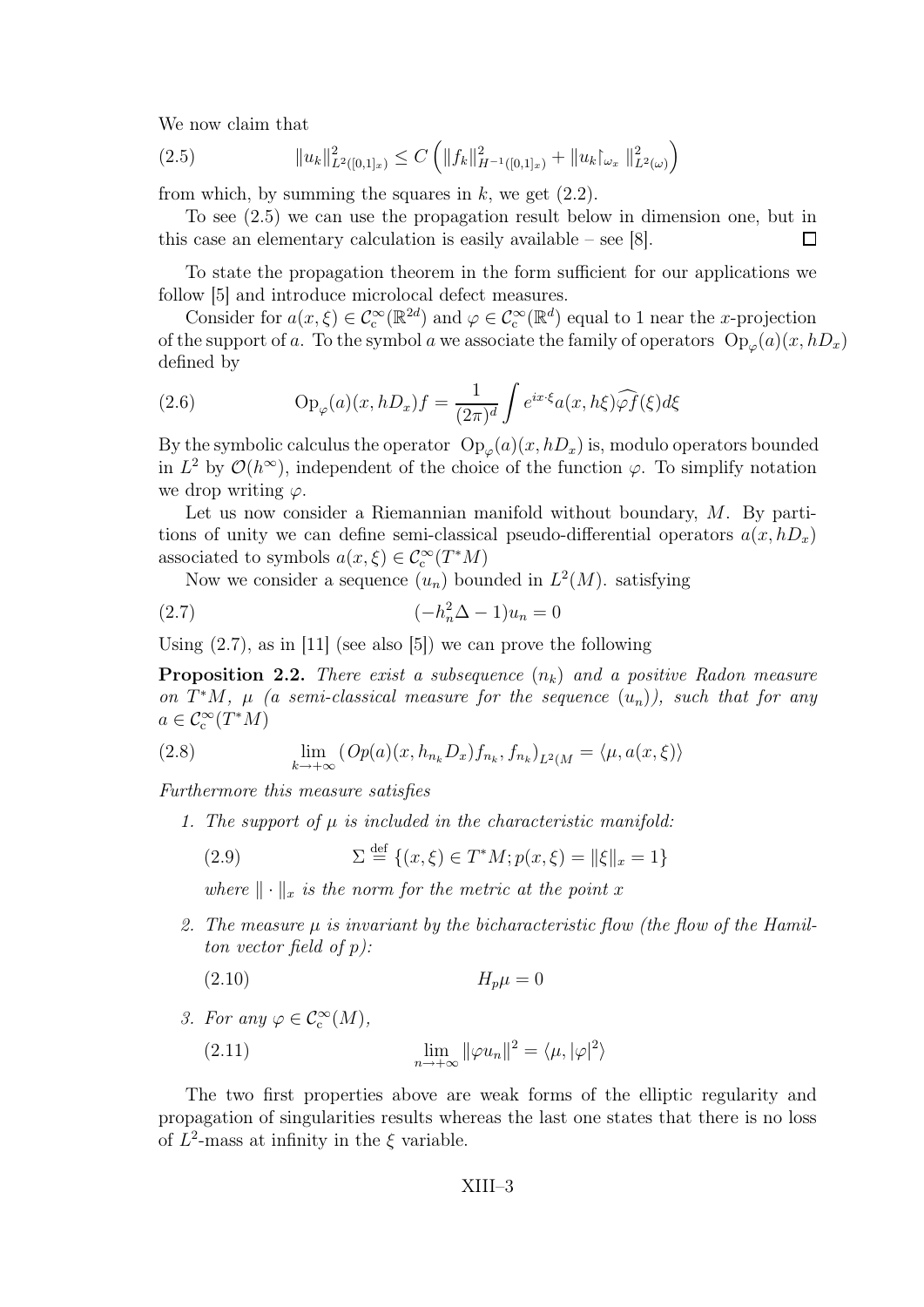We now claim that

$$\|u_k\|^2_{L^2([0,1]_x)} \leq C \left( \|f_k\|^2_{H^{-1}([0,1]_x)} + \|u_k\restriction_{\omega_x}\|^2_{L^2(\omega)} \right) \tag{2.5}$$

from which, by summing the squares in $k$, we get (2.2).

To see (2.5) we can use the propagation result below in dimension one, but in this case an elementary calculation is easily available – see [8]. $\square$

To state the propagation theorem in the form sufficient for our applications we follow [5] and introduce microlocal defect measures.

Consider for $a(x, \xi) \in \mathcal{C}^\infty_c(\mathbb{R}^{2d})$ and $\varphi \in \mathcal{C}^\infty_c(\mathbb{R}^d)$ equal to 1 near the $x$-projection of the support of $a$. To the symbol $a$ we associate the family of operators $\mathrm{Op}_\varphi(a)(x, hD_x)$ defined by

$$\mathrm{Op}_\varphi(a)(x, hD_x)f = \frac{1}{(2\pi)^d} \int e^{ix\cdot\xi} a(x, h\xi) \widehat{\varphi f}(\xi) d\xi \tag{2.6}$$

By the symbolic calculus the operator $\mathrm{Op}_\varphi(a)(x, hD_x)$ is, modulo operators bounded in $L^2$ by $\mathcal{O}(h^\infty)$, independent of the choice of the function $\varphi$. To simplify notation we drop writing $\varphi$.

Let us now consider a Riemannian manifold without boundary, $M$. By partitions of unity we can define semi-classical pseudo-differential operators $a(x, hD_x)$ associated to symbols $a(x, \xi) \in \mathcal{C}^\infty_c(T^*M)$

Now we consider a sequence $(u_n)$ bounded in $L^2(M)$. satisfying

$$(-h_n^2 \Delta - 1)u_n = 0 \tag{2.7}$$

Using (2.7), as in [11] (see also [5]) we can prove the following

**Proposition 2.2.** *There exist a subsequence $(n_k)$ and a positive Radon measure on $T^*M$, $\mu$ (a semi-classical measure for the sequence $(u_n)$), such that for any $a \in \mathcal{C}^\infty_c(T^*M)$*

$$\lim_{k\to+\infty} (Op(a)(x, h_{n_k} D_x) f_{n_k}, f_{n_k})_{L^2(M} = \langle \mu, a(x, \xi) \rangle \tag{2.8}$$

*Furthermore this measure satisfies*

1. *The support of $\mu$ is included in the characteristic manifold:*

$$\Sigma \overset{\text{def}}{=} \{(x, \xi) \in T^*M; p(x, \xi) = \|\xi\|_x = 1\} \tag{2.9}$$

   *where $\|\cdot\|_x$ is the norm for the metric at the point $x$*

2. *The measure $\mu$ is invariant by the bicharacteristic flow (the flow of the Hamilton vector field of $p$):*

$$H_p \mu = 0 \tag{2.10}$$

3. *For any $\varphi \in \mathcal{C}^\infty_c(M)$,*

$$\lim_{n\to+\infty} \|\varphi u_n\|^2 = \langle \mu, |\varphi|^2 \rangle \tag{2.11}$$

The two first properties above are weak forms of the elliptic regularity and propagation of singularities results whereas the last one states that there is no loss of $L^2$-mass at infinity in the $\xi$ variable.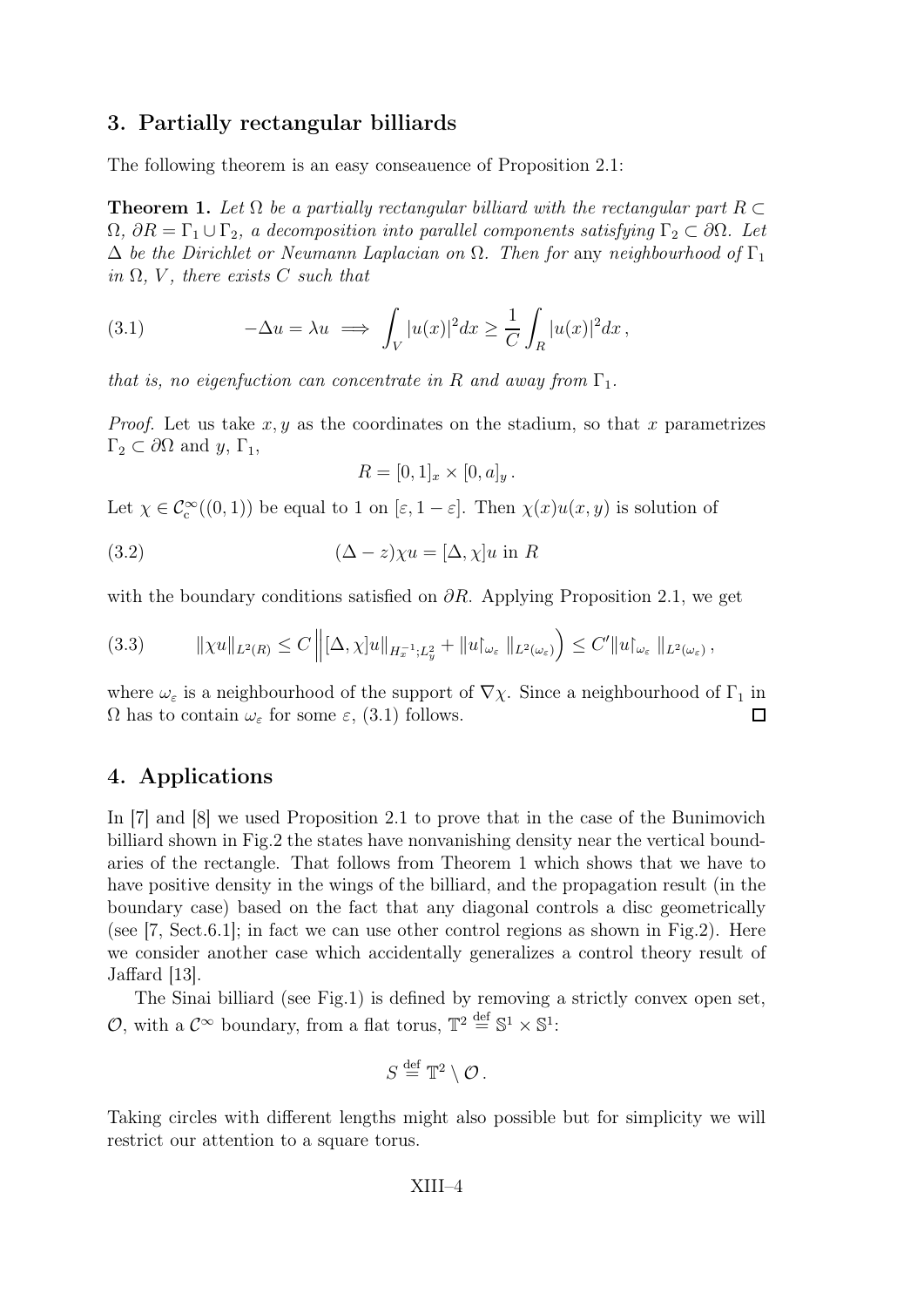## 3. Partially rectangular billiards

The following theorem is an easy conseauence of Proposition 2.1:

**Theorem 1.** *Let $\Omega$ be a partially rectangular billiard with the rectangular part $R \subset \Omega$, $\partial R = \Gamma_1 \cup \Gamma_2$, a decomposition into parallel components satisfying $\Gamma_2 \subset \partial\Omega$. Let $\Delta$ be the Dirichlet or Neumann Laplacian on $\Omega$. Then for* any *neighbourhood of $\Gamma_1$ in $\Omega$, $V$, there exists $C$ such that*

$$-\Delta u = \lambda u \implies \int_V |u(x)|^2 dx \geq \frac{1}{C}\int_R |u(x)|^2 dx\,, \tag{3.1}$$

*that is, no eigenfuction can concentrate in $R$ and away from $\Gamma_1$.*

*Proof.* Let us take $x, y$ as the coordinates on the stadium, so that $x$ parametrizes $\Gamma_2 \subset \partial\Omega$ and $y$, $\Gamma_1$,

$$R = [0,1]_x \times [0,a]_y\,.$$

Let $\chi \in \mathcal{C}^\infty_{\mathrm{c}}((0,1))$ be equal to 1 on $[\varepsilon, 1-\varepsilon]$. Then $\chi(x)u(x,y)$ is solution of

$$(\Delta - z)\chi u = [\Delta, \chi]u \text{ in } R \tag{3.2}$$

with the boundary conditions satisfied on $\partial R$. Applying Proposition 2.1, we get

$$\|\chi u\|_{L^2(R)} \leq C \Big\| [\Delta, \chi]u\|_{H^{-1}_x; L^2_y} + \|u\restriction_{\omega_\varepsilon}\|_{L^2(\omega_\varepsilon)}\Big) \leq C'\|u\restriction_{\omega_\varepsilon}\|_{L^2(\omega_\varepsilon)}\,, \tag{3.3}$$

where $\omega_\varepsilon$ is a neighbourhood of the support of $\nabla\chi$. Since a neighbourhood of $\Gamma_1$ in $\Omega$ has to contain $\omega_\varepsilon$ for some $\varepsilon$, (3.1) follows. □

## 4. Applications

In [7] and [8] we used Proposition 2.1 to prove that in the case of the Bunimovich billiard shown in Fig.2 the states have nonvanishing density near the vertical boundaries of the rectangle. That follows from Theorem 1 which shows that we have to have positive density in the wings of the billiard, and the propagation result (in the boundary case) based on the fact that any diagonal controls a disc geometrically (see [7, Sect.6.1]; in fact we can use other control regions as shown in Fig.2). Here we consider another case which accidentally generalizes a control theory result of Jaffard [13].

The Sinai billiard (see Fig.1) is defined by removing a strictly convex open set, $\mathcal{O}$, with a $\mathcal{C}^\infty$ boundary, from a flat torus, $\mathbb{T}^2 \stackrel{\text{def}}{=} \mathbb{S}^1 \times \mathbb{S}^1$:

$$S \stackrel{\text{def}}{=} \mathbb{T}^2 \setminus \mathcal{O}\,.$$

Taking circles with different lengths might also possible but for simplicity we will restrict our attention to a square torus.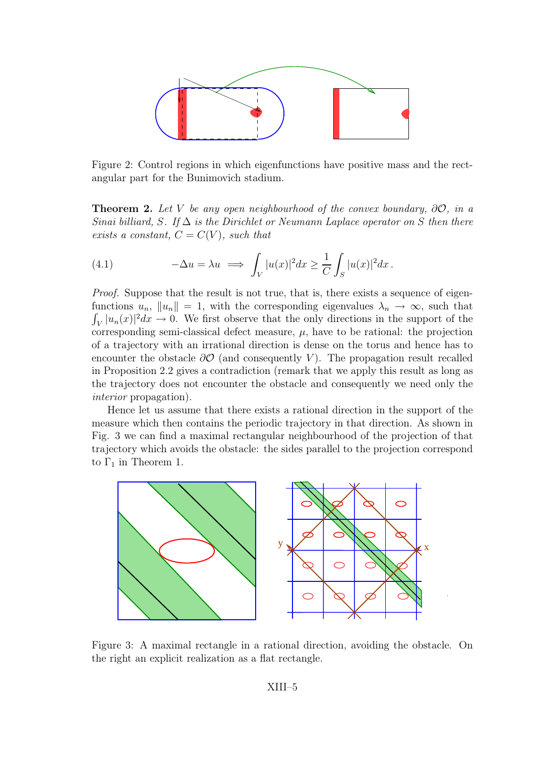Figure 2: Control regions in which eigenfunctions have positive mass and the rectangular part for the Bunimovich stadium.

**Theorem 2.** *Let $V$ be any open neighbourhood of the convex boundary, $\partial\mathcal{O}$, in a Sinai billiard, $S$. If $\Delta$ is the Dirichlet or Neumann Laplace operator on $S$ then there exists a constant, $C = C(V)$, such that*

$$-\Delta u = \lambda u \implies \int_V |u(x)|^2 dx \geq \frac{1}{C} \int_S |u(x)|^2 dx \,. \tag{4.1}$$

*Proof.* Suppose that the result is not true, that is, there exists a sequence of eigenfunctions $u_n$, $\|u_n\| = 1$, with the corresponding eigenvalues $\lambda_n \to \infty$, such that $\int_V |u_n(x)|^2 dx \to 0$. We first observe that the only directions in the support of the corresponding semi-classical defect measure, $\mu$, have to be rational: the projection of a trajectory with an irrational direction is dense on the torus and hence has to encounter the obstacle $\partial\mathcal{O}$ (and consequently $V$). The propagation result recalled in Proposition 2.2 gives a contradiction (remark that we apply this result as long as the trajectory does not encounter the obstacle and consequently we need only the *interior* propagation).

Hence let us assume that there exists a rational direction in the support of the measure which then contains the periodic trajectory in that direction. As shown in Fig. 3 we can find a maximal rectangular neighbourhood of the projection of that trajectory which avoids the obstacle: the sides parallel to the projection correspond to $\Gamma_1$ in Theorem 1.

Figure 3: A maximal rectangle in a rational direction, avoiding the obstacle. On the right an explicit realization as a flat rectangle.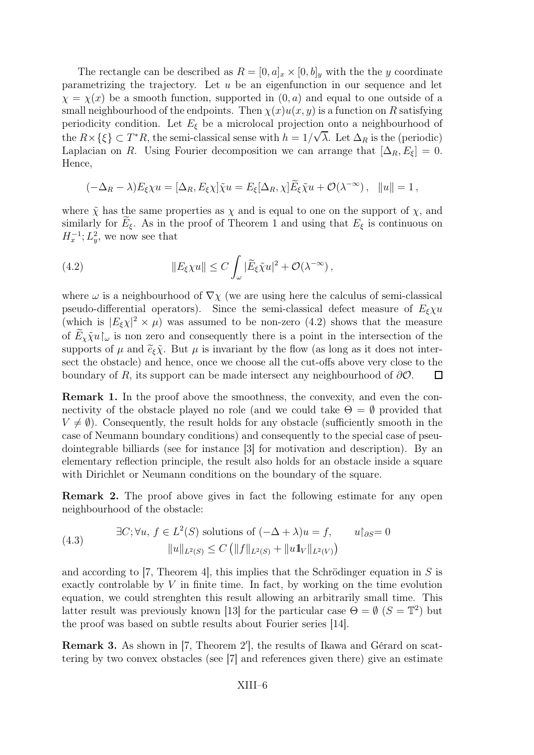The rectangle can be described as $R = [0, a]_x \times [0, b]_y$ with the the $y$ coordinate parametrizing the trajectory. Let $u$ be an eigenfunction in our sequence and let $\chi = \chi(x)$ be a smooth function, supported in $(0, a)$ and equal to one outside of a small neighbourhood of the endpoints. Then $\chi(x)u(x, y)$ is a function on $R$ satisfying periodicity condition. Let $E_\xi$ be a microlocal projection onto a neighbourhood of the $R \times \{\xi\} \subset T^*R$, the semi-classical sense with $h = 1/\sqrt{\lambda}$. Let $\Delta_R$ is the (periodic) Laplacian on $R$. Using Fourier decomposition we can arrange that $[\Delta_R, E_\xi] = 0$. Hence,

$$(-\Delta_R - \lambda)E_\xi \chi u = [\Delta_R, E_\xi \chi]\tilde{\chi} u = E_\xi [\Delta_R, \chi]\widetilde{E}_\xi \tilde{\chi} u + \mathcal{O}(\lambda^{-\infty}), \quad \|u\| = 1,$$

where $\tilde{\chi}$ has the same properties as $\chi$ and is equal to one on the support of $\chi$, and similarly for $\widetilde{E}_\xi$. As in the proof of Theorem 1 and using that $E_\xi$ is continuous on $H_x^{-1}; L_y^2$, we now see that

$$\|E_\xi \chi u\| \leq C \int_\omega |\widetilde{E}_\xi \tilde{\chi} u|^2 + \mathcal{O}(\lambda^{-\infty}), \tag{4.2}$$

where $\omega$ is a neighbourhood of $\nabla \chi$ (we are using here the calculus of semi-classical pseudo-differential operators). Since the semi-classical defect measure of $E_\xi \chi u$ (which is $|E_\xi \chi|^2 \times \mu$) was assumed to be non-zero (4.2) shows that the measure of $\widetilde{E}_\chi \tilde{\chi} u\restriction_\omega$ is non zero and consequently there is a point in the intersection of the supports of $\mu$ and $\tilde{e}_\xi \tilde{\chi}$. But $\mu$ is invariant by the flow (as long as it does not intersect the obstacle) and hence, once we choose all the cut-offs above very close to the boundary of $R$, its support can be made intersect any neighbourhood of $\partial\mathcal{O}$. $\square$

**Remark 1.** In the proof above the smoothness, the convexity, and even the connectivity of the obstacle played no role (and we could take $\Theta = \emptyset$ provided that $V \neq \emptyset$). Consequently, the result holds for any obstacle (sufficiently smooth in the case of Neumann boundary conditions) and consequently to the special case of pseudointegrable billiards (see for instance [3] for motivation and description). By an elementary reflection principle, the result also holds for an obstacle inside a square with Dirichlet or Neumann conditions on the boundary of the square.

**Remark 2.** The proof above gives in fact the following estimate for any open neighbourhood of the obstacle:

$$\begin{gathered} \exists C; \forall u,\ f \in L^2(S) \text{ solutions of } (-\Delta + \lambda)u = f, \qquad u\restriction_{\partial S} = 0 \\ \|u\|_{L^2(S)} \leq C\left(\|f\|_{L^2(S)} + \|u \mathbb{1}_V\|_{L^2(V)}\right) \end{gathered} \tag{4.3}$$

and according to [7, Theorem 4], this implies that the Schrödinger equation in $S$ is exactly controlable by $V$ in finite time. In fact, by working on the time evolution equation, we could strenghten this result allowing an arbitrarily small time. This latter result was previously known [13] for the particular case $\Theta = \emptyset$ ($S = \mathbb{T}^2$) but the proof was based on subtle results about Fourier series [14].

**Remark 3.** As shown in [7, Theorem 2′], the results of Ikawa and Gérard on scattering by two convex obstacles (see [7] and references given there) give an estimate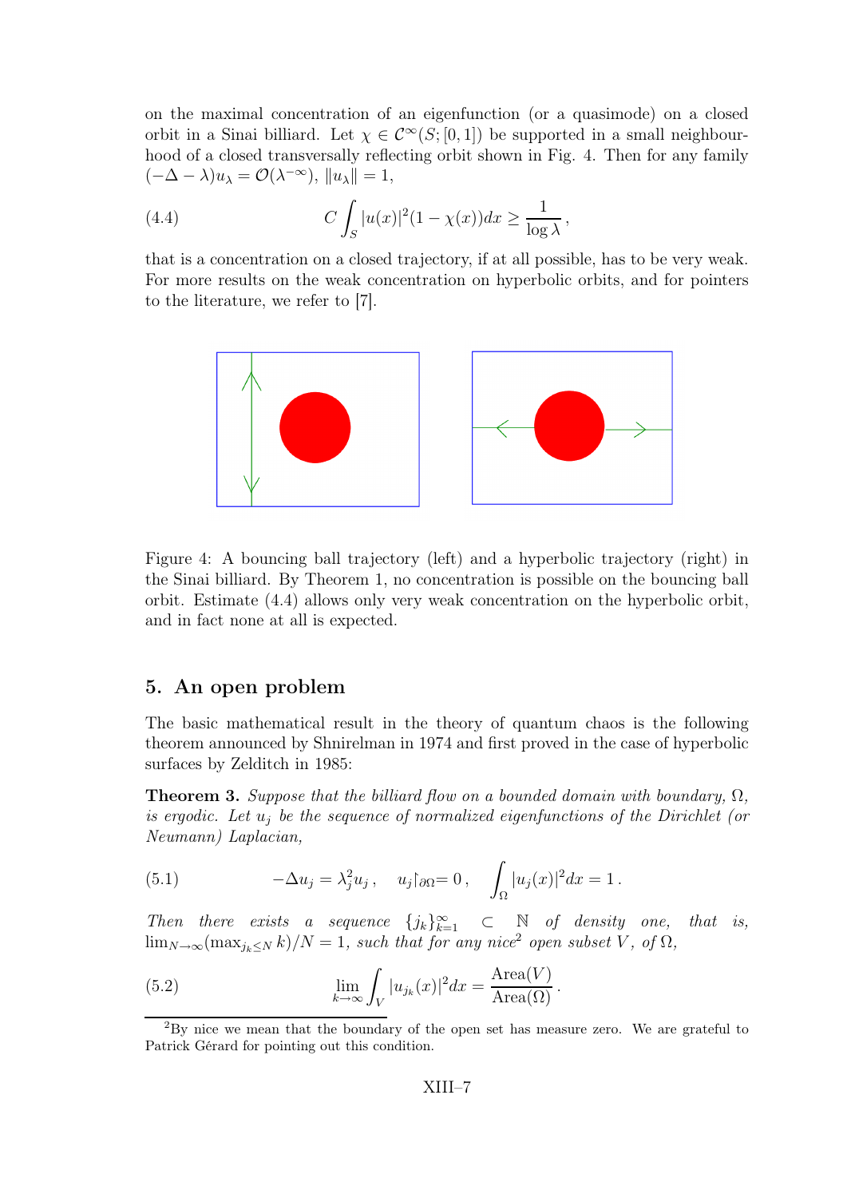on the maximal concentration of an eigenfunction (or a quasimode) on a closed orbit in a Sinai billiard. Let $\chi \in \mathcal{C}^\infty(S;[0,1])$ be supported in a small neighbourhood of a closed transversally reflecting orbit shown in Fig. 4. Then for any family $(-\Delta - \lambda)u_\lambda = \mathcal{O}(\lambda^{-\infty})$, $\|u_\lambda\| = 1$,

$$C \int_S |u(x)|^2 (1 - \chi(x)) dx \geq \frac{1}{\log \lambda}, \tag{4.4}$$

that is a concentration on a closed trajectory, if at all possible, has to be very weak. For more results on the weak concentration on hyperbolic orbits, and for pointers to the literature, we refer to [7].

Figure 4: A bouncing ball trajectory (left) and a hyperbolic trajectory (right) in the Sinai billiard. By Theorem 1, no concentration is possible on the bouncing ball orbit. Estimate (4.4) allows only very weak concentration on the hyperbolic orbit, and in fact none at all is expected.

## 5. An open problem

The basic mathematical result in the theory of quantum chaos is the following theorem announced by Shnirelman in 1974 and first proved in the case of hyperbolic surfaces by Zelditch in 1985:

**Theorem 3.** *Suppose that the billiard flow on a bounded domain with boundary, $\Omega$, is ergodic. Let $u_j$ be the sequence of normalized eigenfunctions of the Dirichlet (or Neumann) Laplacian,*

$$-\Delta u_j = \lambda_j^2 u_j , \quad u_j\restriction_{\partial\Omega} = 0 , \quad \int_\Omega |u_j(x)|^2 dx = 1 . \tag{5.1}$$

*Then there exists a sequence $\{j_k\}_{k=1}^\infty \subset \mathbb{N}$ of density one, that is, $\lim_{N\to\infty}(\max_{j_k \leq N} k)/N = 1$, such that for any nice*[2] *open subset $V$, of $\Omega$,*

$$\lim_{k\to\infty} \int_V |u_{j_k}(x)|^2 dx = \frac{\text{Area}(V)}{\text{Area}(\Omega)} . \tag{5.2}$$

[2] By nice we mean that the boundary of the open set has measure zero. We are grateful to Patrick Gérard for pointing out this condition.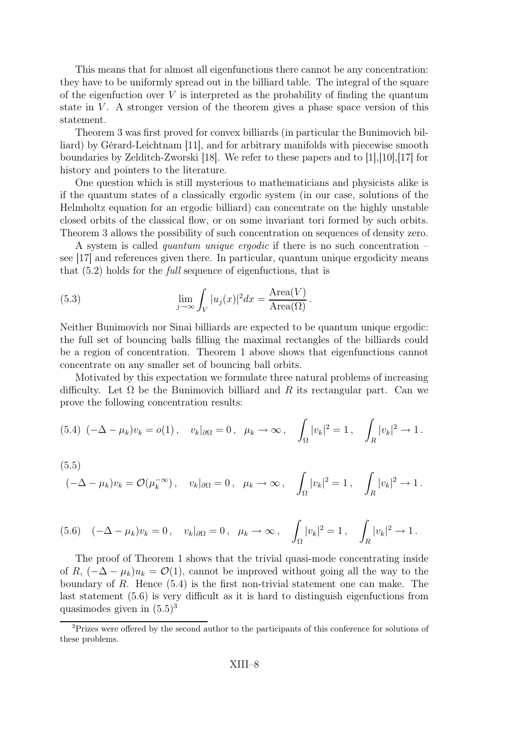This means that for almost all eigenfunctions there cannot be any concentration: they have to be uniformly spread out in the billiard table. The integral of the square of the eigenfuction over $V$ is interpreted as the probability of finding the quantum state in $V$. A stronger version of the theorem gives a phase space version of this statement.

Theorem 3 was first proved for convex billiards (in particular the Bunimovich billiard) by Gérard-Leichtnam [11], and for arbitrary manifolds with piecewise smooth boundaries by Zelditch-Zworski [18]. We refer to these papers and to [1],[10],[17] for history and pointers to the literature.

One question which is still mysterious to mathematicians and physicists alike is if the quantum states of a classically ergodic system (in our case, solutions of the Helmholtz equation for an ergodic billiard) can concentrate on the highly unstable closed orbits of the classical flow, or on some invariant tori formed by such orbits. Theorem 3 allows the possibility of such concentration on sequences of density zero.

A system is called *quantum unique ergodic* if there is no such concentration – see [17] and references given there. In particular, quantum unique ergodicity means that (5.2) holds for the *full* sequence of eigenfuctions, that is

$$\lim_{j\to\infty} \int_V |u_j(x)|^2 dx = \frac{\text{Area}(V)}{\text{Area}(\Omega)} . \tag{5.3}$$

Neither Bunimovich nor Sinai billiards are expected to be quantum unique ergodic: the full set of bouncing balls filling the maximal rectangles of the billiards could be a region of concentration. Theorem 1 above shows that eigenfunctions cannot concentrate on any smaller set of bouncing ball orbits.

Motivated by this expectation we formulate three natural problems of increasing difficulty. Let $\Omega$ be the Bunimovich billiard and $R$ its rectangular part. Can we prove the following concentration results:

$$(-\Delta - \mu_k)v_k = o(1) , \quad v_k|_{\partial\Omega} = 0 , \ \ \mu_k \to \infty , \quad \int_\Omega |v_k|^2 = 1 , \quad \int_R |v_k|^2 \to 1 . \tag{5.4}$$

$$(-\Delta - \mu_k)v_k = \mathcal{O}(\mu_k^{-\infty}) , \quad v_k|_{\partial\Omega} = 0 , \ \ \mu_k \to \infty , \quad \int_\Omega |v_k|^2 = 1 , \quad \int_R |v_k|^2 \to 1 . \tag{5.5}$$

$$(-\Delta - \mu_k)v_k = 0 , \quad v_k|_{\partial\Omega} = 0 , \ \ \mu_k \to \infty , \quad \int_\Omega |v_k|^2 = 1 , \quad \int_R |v_k|^2 \to 1 . \tag{5.6}$$

The proof of Theorem 1 shows that the trivial quasi-mode concentrating inside of $R$, $(-\Delta - \mu_k)u_k = \mathcal{O}(1)$, cannot be improved without going all the way to the boundary of $R$. Hence (5.4) is the first non-trivial statement one can make. The last statement (5.6) is very difficult as it is hard to distinguish eigenfuctions from quasimodes given in (5.5)[3]

[3] Prizes were offered by the second author to the participants of this conference for solutions of these problems.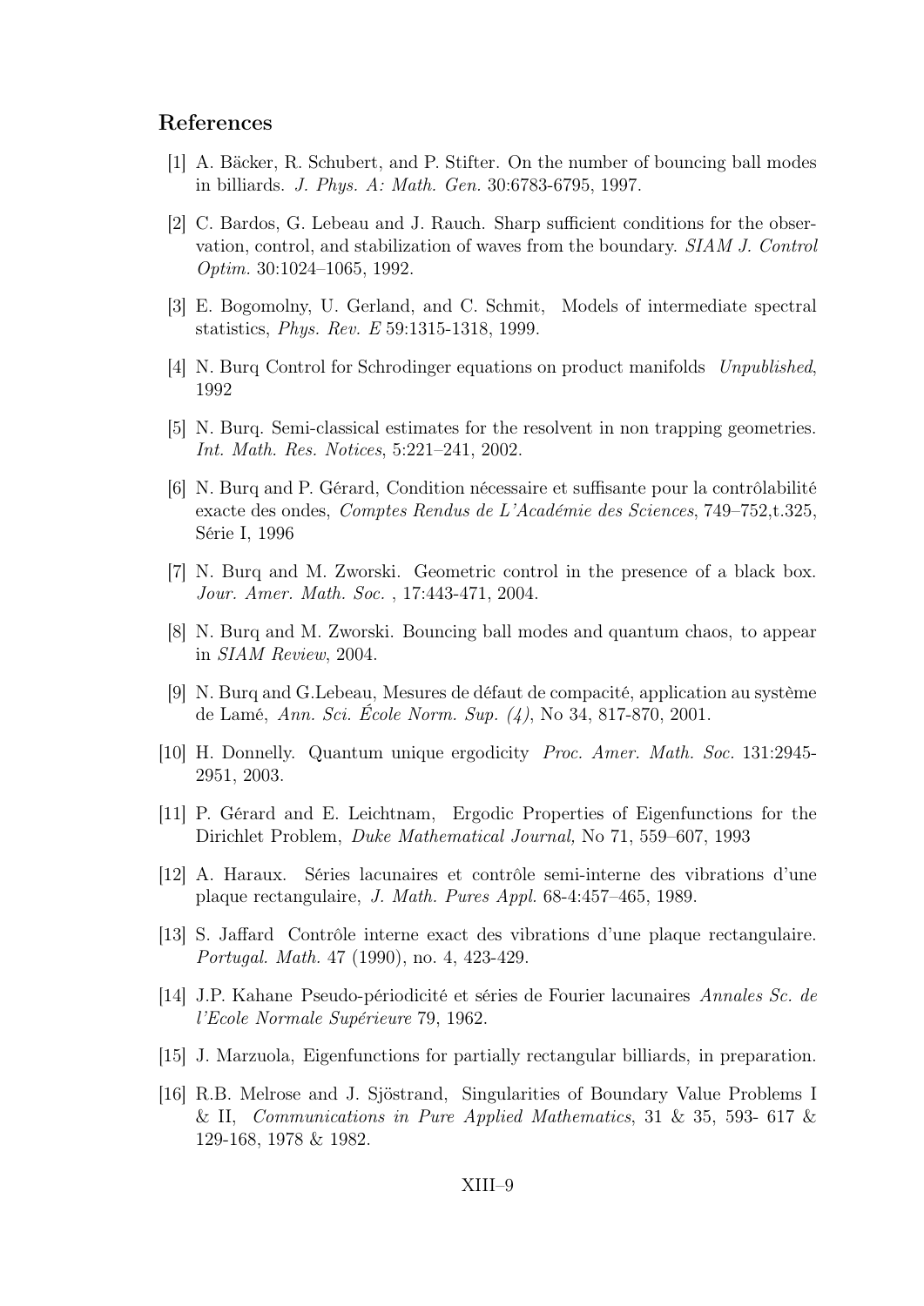## References

[1] A. Bäcker, R. Schubert, and P. Stifter. On the number of bouncing ball modes in billiards. *J. Phys. A: Math. Gen.* 30:6783-6795, 1997.

[2] C. Bardos, G. Lebeau and J. Rauch. Sharp sufficient conditions for the observation, control, and stabilization of waves from the boundary. *SIAM J. Control Optim.* 30:1024–1065, 1992.

[3] E. Bogomolny, U. Gerland, and C. Schmit, Models of intermediate spectral statistics, *Phys. Rev. E* 59:1315-1318, 1999.

[4] N. Burq Control for Schrodinger equations on product manifolds *Unpublished*, 1992

[5] N. Burq. Semi-classical estimates for the resolvent in non trapping geometries. *Int. Math. Res. Notices*, 5:221–241, 2002.

[6] N. Burq and P. Gérard, Condition nécessaire et suffisante pour la contrôlabilité exacte des ondes, *Comptes Rendus de L'Académie des Sciences*, 749–752,t.325, Série I, 1996

[7] N. Burq and M. Zworski. Geometric control in the presence of a black box. *Jour. Amer. Math. Soc.* , 17:443-471, 2004.

[8] N. Burq and M. Zworski. Bouncing ball modes and quantum chaos, to appear in *SIAM Review*, 2004.

[9] N. Burq and G.Lebeau, Mesures de défaut de compacité, application au système de Lamé, *Ann. Sci. École Norm. Sup. (4)*, No 34, 817-870, 2001.

[10] H. Donnelly. Quantum unique ergodicity *Proc. Amer. Math. Soc.* 131:2945-2951, 2003.

[11] P. Gérard and E. Leichtnam, Ergodic Properties of Eigenfunctions for the Dirichlet Problem, *Duke Mathematical Journal,* No 71, 559–607, 1993

[12] A. Haraux. Séries lacunaires et contrôle semi-interne des vibrations d'une plaque rectangulaire, *J. Math. Pures Appl.* 68-4:457–465, 1989.

[13] S. Jaffard Contrôle interne exact des vibrations d'une plaque rectangulaire. *Portugal. Math.* 47 (1990), no. 4, 423-429.

[14] J.P. Kahane Pseudo-périodicité et séries de Fourier lacunaires *Annales Sc. de l'Ecole Normale Supérieure* 79, 1962.

[15] J. Marzuola, Eigenfunctions for partially rectangular billiards, in preparation.

[16] R.B. Melrose and J. Sjöstrand, Singularities of Boundary Value Problems I & II, *Communications in Pure Applied Mathematics*, 31 & 35, 593- 617 & 129-168, 1978 & 1982.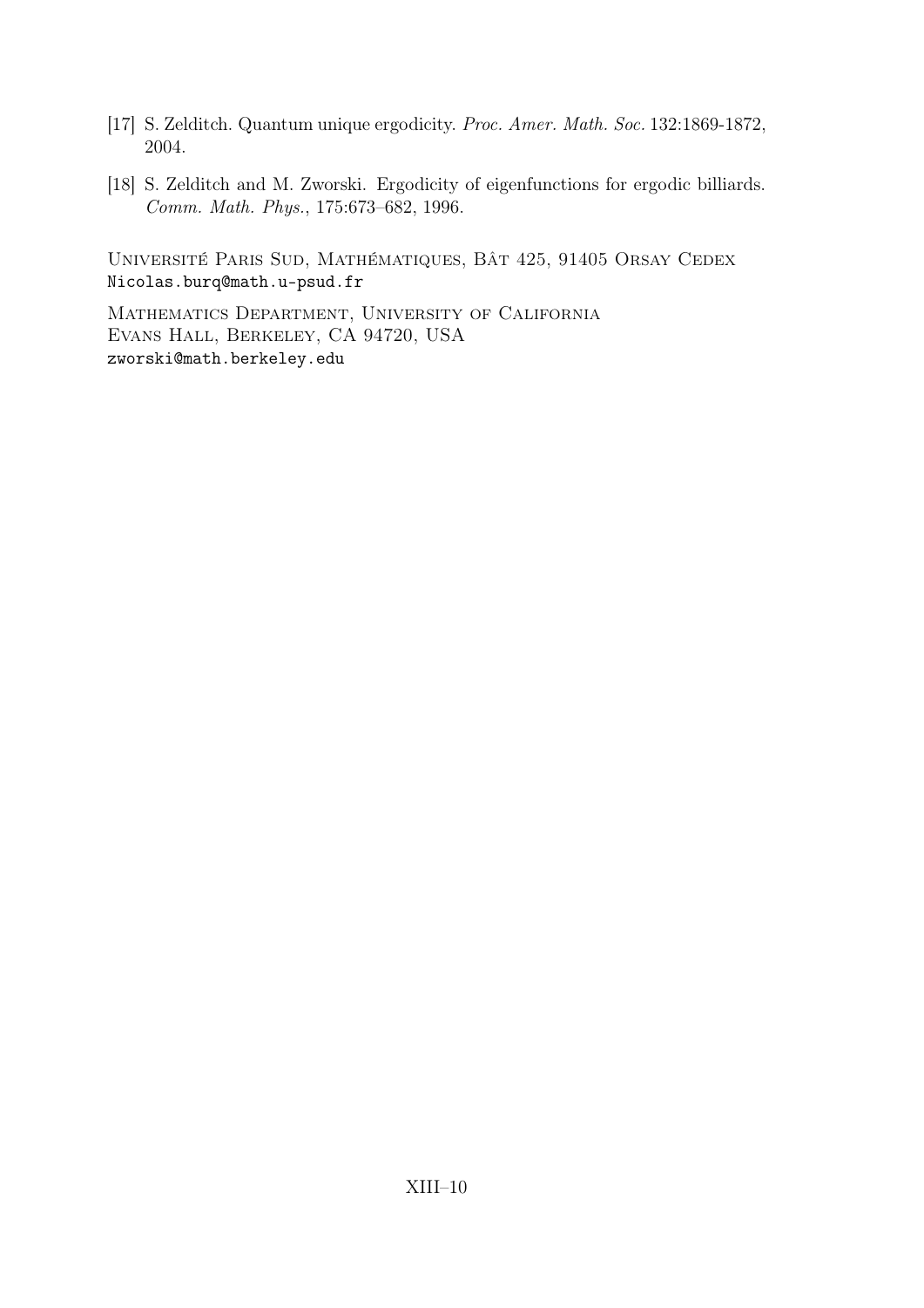[17] S. Zelditch. Quantum unique ergodicity. *Proc. Amer. Math. Soc.* 132:1869-1872, 2004.

[18] S. Zelditch and M. Zworski. Ergodicity of eigenfunctions for ergodic billiards. *Comm. Math. Phys.*, 175:673–682, 1996.

Université Paris Sud, Mathématiques, Bât 425, 91405 Orsay Cedex
Nicolas.burq@math.u-psud.fr

Mathematics Department, University of California
Evans Hall, Berkeley, CA 94720, USA
zworski@math.berkeley.edu